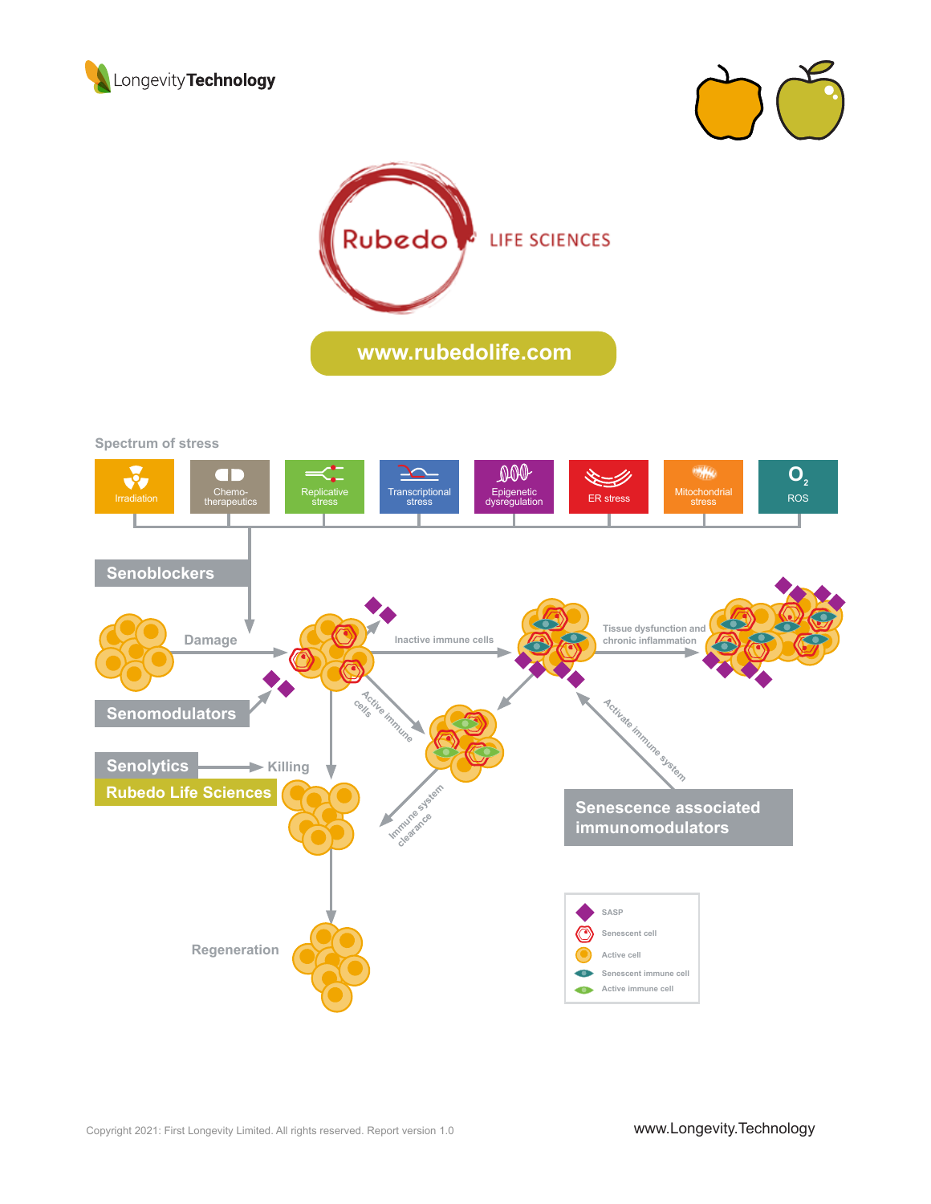LongevityTechnology

# Rubedo LIFE SCIENCES

www.rubedolife.com

Spectrum of stress

Irradiation | Chemo-therapeutics | Replicative stress | Transcriptional stress | Epigenetic dysregulation | ER stress | Mitochondrial stress | $O_2$ ROS

Senoblockers

Damage

Senomodulators

Senolytics

Rubedo Life Sciences

Killing

Inactive immune cells

Active immune cells

Tissue dysfunction and chronic inflammation

Immune system clearance

Activate immune system

Senescence associated immunomodulators

Regeneration

- SASP
- Senescent cell
- Active cell
- Senescent immune cell
- Active immune cell

Copyright 2021: First Longevity Limited. All rights reserved. Report version 1.0

www.Longevity.Technology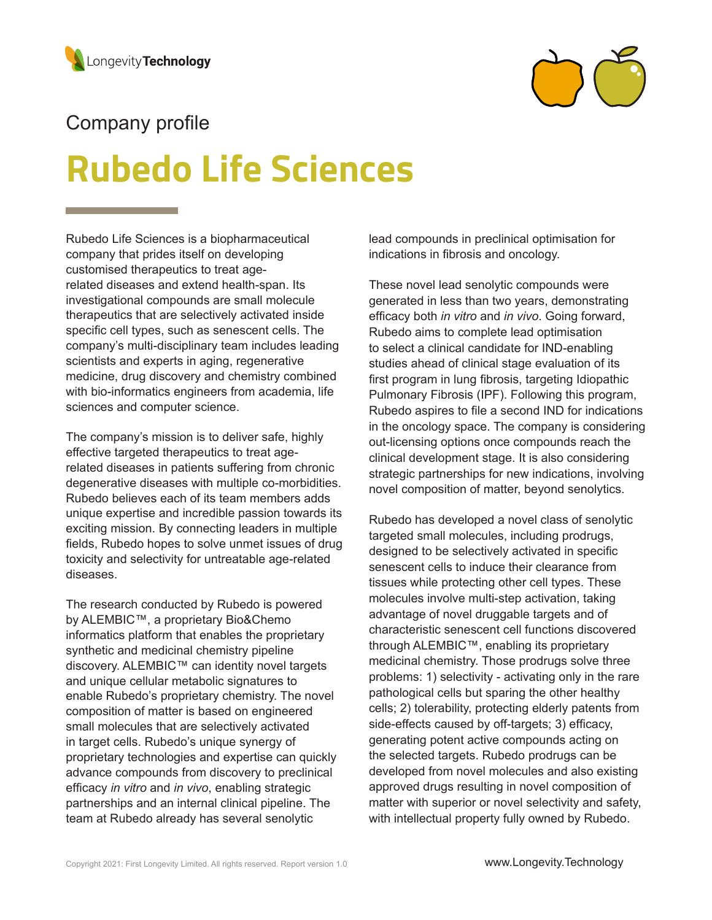Company profile

# Rubedo Life Sciences

Rubedo Life Sciences is a biopharmaceutical company that prides itself on developing customised therapeutics to treat age-related diseases and extend health-span. Its investigational compounds are small molecule therapeutics that are selectively activated inside specific cell types, such as senescent cells. The company's multi-disciplinary team includes leading scientists and experts in aging, regenerative medicine, drug discovery and chemistry combined with bio-informatics engineers from academia, life sciences and computer science.

The company's mission is to deliver safe, highly effective targeted therapeutics to treat age-related diseases in patients suffering from chronic degenerative diseases with multiple co-morbidities. Rubedo believes each of its team members adds unique expertise and incredible passion towards its exciting mission. By connecting leaders in multiple fields, Rubedo hopes to solve unmet issues of drug toxicity and selectivity for untreatable age-related diseases.

The research conducted by Rubedo is powered by ALEMBIC™, a proprietary Bio&Chemo informatics platform that enables the proprietary synthetic and medicinal chemistry pipeline discovery. ALEMBIC™ can identity novel targets and unique cellular metabolic signatures to enable Rubedo's proprietary chemistry. The novel composition of matter is based on engineered small molecules that are selectively activated in target cells. Rubedo's unique synergy of proprietary technologies and expertise can quickly advance compounds from discovery to preclinical efficacy *in vitro* and *in vivo*, enabling strategic partnerships and an internal clinical pipeline. The team at Rubedo already has several senolytic lead compounds in preclinical optimisation for indications in fibrosis and oncology.

These novel lead senolytic compounds were generated in less than two years, demonstrating efficacy both *in vitro* and *in vivo*. Going forward, Rubedo aims to complete lead optimisation to select a clinical candidate for IND-enabling studies ahead of clinical stage evaluation of its first program in lung fibrosis, targeting Idiopathic Pulmonary Fibrosis (IPF). Following this program, Rubedo aspires to file a second IND for indications in the oncology space. The company is considering out-licensing options once compounds reach the clinical development stage. It is also considering strategic partnerships for new indications, involving novel composition of matter, beyond senolytics.

Rubedo has developed a novel class of senolytic targeted small molecules, including prodrugs, designed to be selectively activated in specific senescent cells to induce their clearance from tissues while protecting other cell types. These molecules involve multi-step activation, taking advantage of novel druggable targets and of characteristic senescent cell functions discovered through ALEMBIC™, enabling its proprietary medicinal chemistry. Those prodrugs solve three problems: 1) selectivity - activating only in the rare pathological cells but sparing the other healthy cells; 2) tolerability, protecting elderly patents from side-effects caused by off-targets; 3) efficacy, generating potent active compounds acting on the selected targets. Rubedo prodrugs can be developed from novel molecules and also existing approved drugs resulting in novel composition of matter with superior or novel selectivity and safety, with intellectual property fully owned by Rubedo.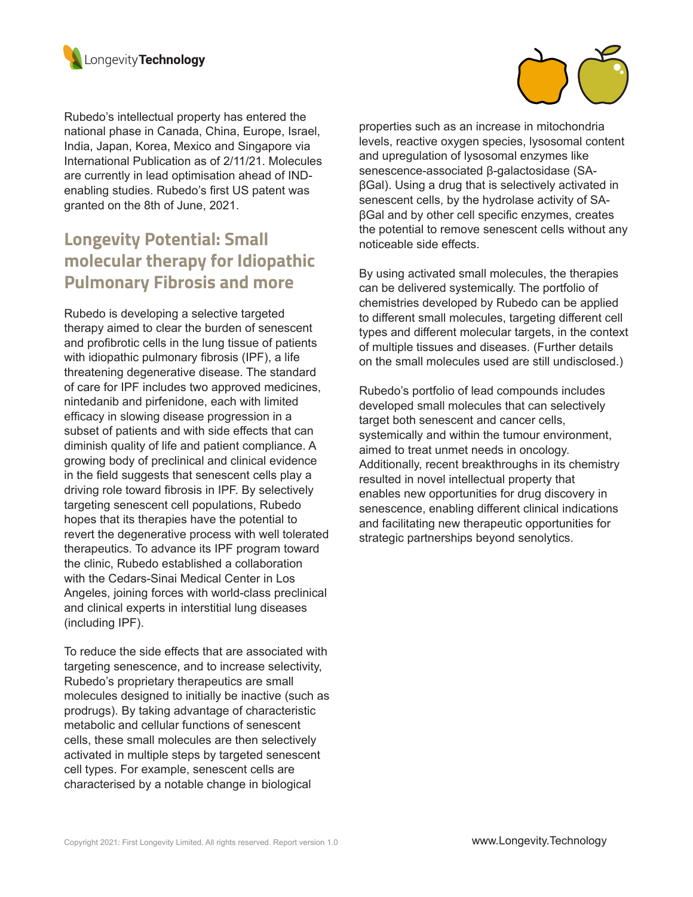Rubedo's intellectual property has entered the national phase in Canada, China, Europe, Israel, India, Japan, Korea, Mexico and Singapore via International Publication as of 2/11/21. Molecules are currently in lead optimisation ahead of IND-enabling studies. Rubedo's first US patent was granted on the 8th of June, 2021.

## Longevity Potential: Small molecular therapy for Idiopathic Pulmonary Fibrosis and more

Rubedo is developing a selective targeted therapy aimed to clear the burden of senescent and profibrotic cells in the lung tissue of patients with idiopathic pulmonary fibrosis (IPF), a life threatening degenerative disease. The standard of care for IPF includes two approved medicines, nintedanib and pirfenidone, each with limited efficacy in slowing disease progression in a subset of patients and with side effects that can diminish quality of life and patient compliance. A growing body of preclinical and clinical evidence in the field suggests that senescent cells play a driving role toward fibrosis in IPF. By selectively targeting senescent cell populations, Rubedo hopes that its therapies have the potential to revert the degenerative process with well tolerated therapeutics. To advance its IPF program toward the clinic, Rubedo established a collaboration with the Cedars-Sinai Medical Center in Los Angeles, joining forces with world-class preclinical and clinical experts in interstitial lung diseases (including IPF).

To reduce the side effects that are associated with targeting senescence, and to increase selectivity, Rubedo's proprietary therapeutics are small molecules designed to initially be inactive (such as prodrugs). By taking advantage of characteristic metabolic and cellular functions of senescent cells, these small molecules are then selectively activated in multiple steps by targeted senescent cell types. For example, senescent cells are characterised by a notable change in biological properties such as an increase in mitochondria levels, reactive oxygen species, lysosomal content and upregulation of lysosomal enzymes like senescence-associated β-galactosidase (SA-βGal). Using a drug that is selectively activated in senescent cells, by the hydrolase activity of SA-βGal and by other cell specific enzymes, creates the potential to remove senescent cells without any noticeable side effects.

By using activated small molecules, the therapies can be delivered systemically. The portfolio of chemistries developed by Rubedo can be applied to different small molecules, targeting different cell types and different molecular targets, in the context of multiple tissues and diseases. (Further details on the small molecules used are still undisclosed.)

Rubedo's portfolio of lead compounds includes developed small molecules that can selectively target both senescent and cancer cells, systemically and within the tumour environment, aimed to treat unmet needs in oncology. Additionally, recent breakthroughs in its chemistry resulted in novel intellectual property that enables new opportunities for drug discovery in senescence, enabling different clinical indications and facilitating new therapeutic opportunities for strategic partnerships beyond senolytics.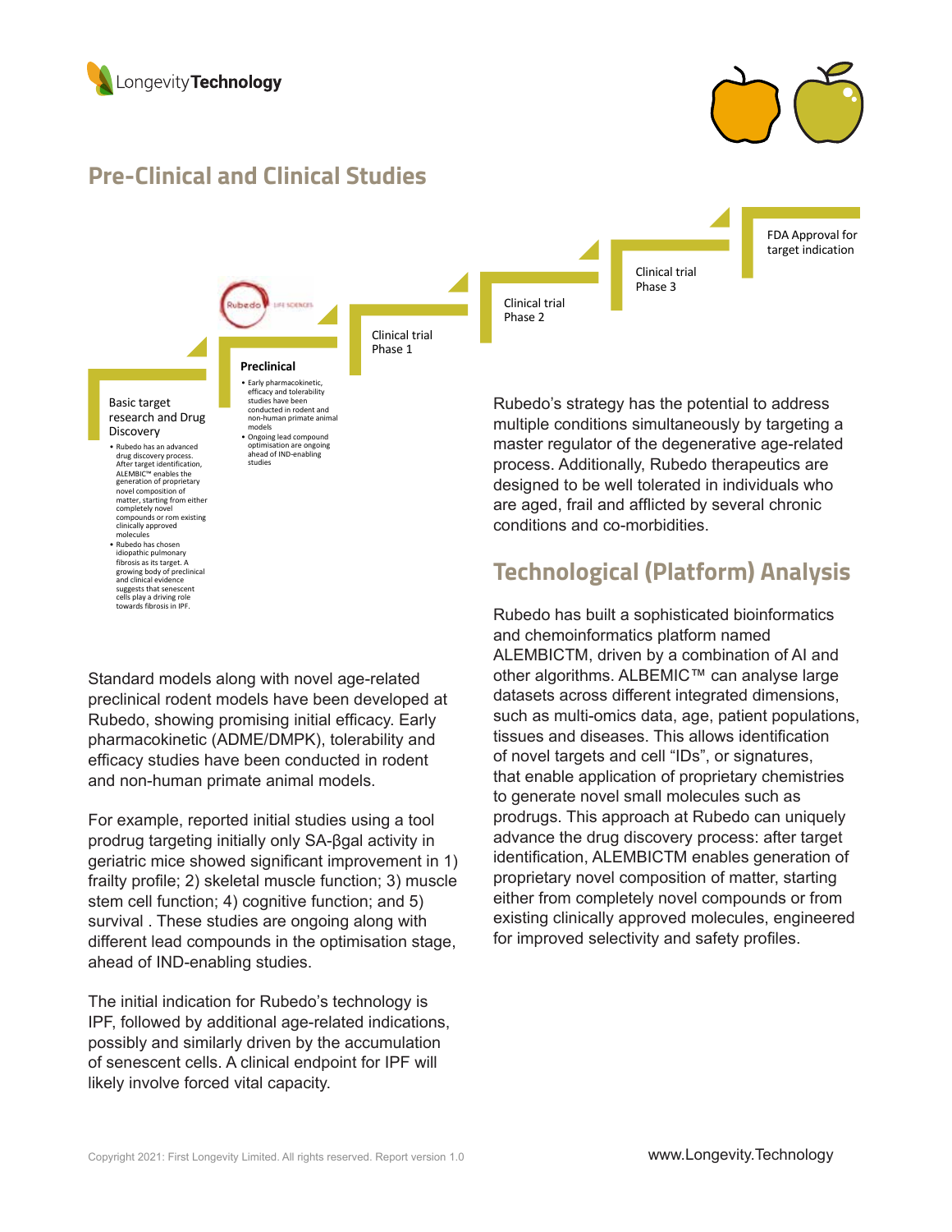## Pre-Clinical and Clinical Studies

**Basic target research and Drug Discovery**

- Rubedo has an advanced drug discovery process. After target identification, ALEMBIC™ enables the generation of proprietary novel composition of matter, starting from either completely novel compounds or rom existing clinically approved molecules
- Rubedo has chosen idiopathic pulmonary fibrosis as its target. A growing body of preclinical and clinical evidence suggests that senescent cells play a driving role towards fibrosis in IPF.

**Preclinical**

- Early pharmacokinetic, efficacy and tolerability studies have been conducted in rodent and non-human primate animal models
- Ongoing lead compound optimisation are ongoing ahead of IND-enabling studies

**Clinical trial Phase 1**

**Clinical trial Phase 2**

**Clinical trial Phase 3**

**FDA Approval for target indication**

Standard models along with novel age-related preclinical rodent models have been developed at Rubedo, showing promising initial efficacy. Early pharmacokinetic (ADME/DMPK), tolerability and efficacy studies have been conducted in rodent and non-human primate animal models.

For example, reported initial studies using a tool prodrug targeting initially only SA-βgal activity in geriatric mice showed significant improvement in 1) frailty profile; 2) skeletal muscle function; 3) muscle stem cell function; 4) cognitive function; and 5) survival . These studies are ongoing along with different lead compounds in the optimisation stage, ahead of IND-enabling studies.

The initial indication for Rubedo's technology is IPF, followed by additional age-related indications, possibly and similarly driven by the accumulation of senescent cells. A clinical endpoint for IPF will likely involve forced vital capacity.

Rubedo's strategy has the potential to address multiple conditions simultaneously by targeting a master regulator of the degenerative age-related process. Additionally, Rubedo therapeutics are designed to be well tolerated in individuals who are aged, frail and afflicted by several chronic conditions and co-morbidities.

## Technological (Platform) Analysis

Rubedo has built a sophisticated bioinformatics and chemoinformatics platform named ALEMBICTM, driven by a combination of AI and other algorithms. ALBEMIC™ can analyse large datasets across different integrated dimensions, such as multi-omics data, age, patient populations, tissues and diseases. This allows identification of novel targets and cell "IDs", or signatures, that enable application of proprietary chemistries to generate novel small molecules such as prodrugs. This approach at Rubedo can uniquely advance the drug discovery process: after target identification, ALEMBICTM enables generation of proprietary novel composition of matter, starting either from completely novel compounds or from existing clinically approved molecules, engineered for improved selectivity and safety profiles.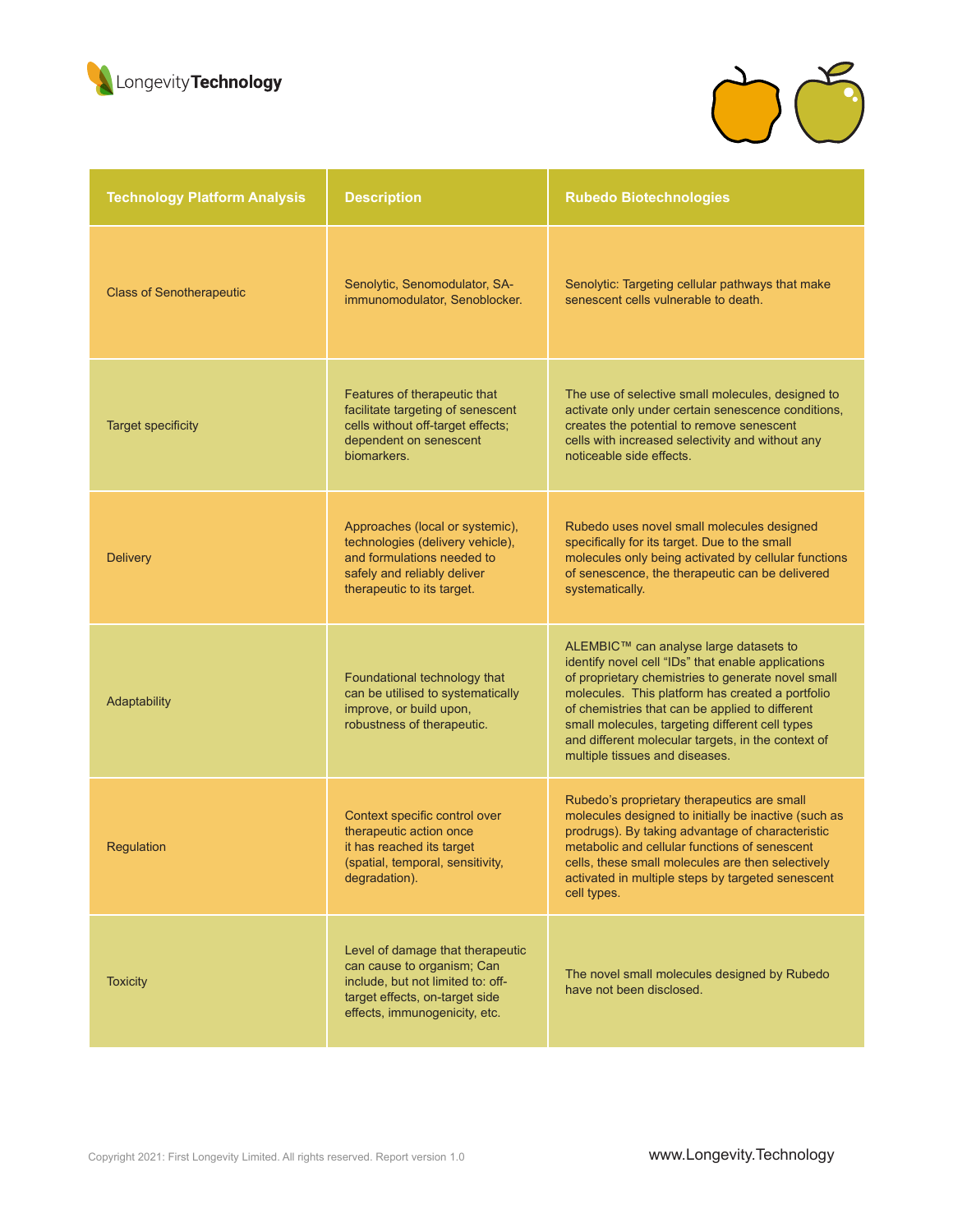| Technology Platform Analysis | Description | Rubedo Biotechnologies |
|---|---|---|
| Class of Senotherapeutic | Senolytic, Senomodulator, SA-immunomodulator, Senoblocker. | Senolytic: Targeting cellular pathways that make senescent cells vulnerable to death. |
| Target specificity | Features of therapeutic that facilitate targeting of senescent cells without off-target effects; dependent on senescent biomarkers. | The use of selective small molecules, designed to activate only under certain senescence conditions, creates the potential to remove senescent cells with increased selectivity and without any noticeable side effects. |
| Delivery | Approaches (local or systemic), technologies (delivery vehicle), and formulations needed to safely and reliably deliver therapeutic to its target. | Rubedo uses novel small molecules designed specifically for its target. Due to the small molecules only being activated by cellular functions of senescence, the therapeutic can be delivered systematically. |
| Adaptability | Foundational technology that can be utilised to systematically improve, or build upon, robustness of therapeutic. | ALEMBIC™ can analyse large datasets to identify novel cell "IDs" that enable applications of proprietary chemistries to generate novel small molecules. This platform has created a portfolio of chemistries that can be applied to different small molecules, targeting different cell types and different molecular targets, in the context of multiple tissues and diseases. |
| Regulation | Context specific control over therapeutic action once it has reached its target (spatial, temporal, sensitivity, degradation). | Rubedo's proprietary therapeutics are small molecules designed to initially be inactive (such as prodrugs). By taking advantage of characteristic metabolic and cellular functions of senescent cells, these small molecules are then selectively activated in multiple steps by targeted senescent cell types. |
| Toxicity | Level of damage that therapeutic can cause to organism; Can include, but not limited to: off-target effects, on-target side effects, immunogenicity, etc. | The novel small molecules designed by Rubedo have not been disclosed. |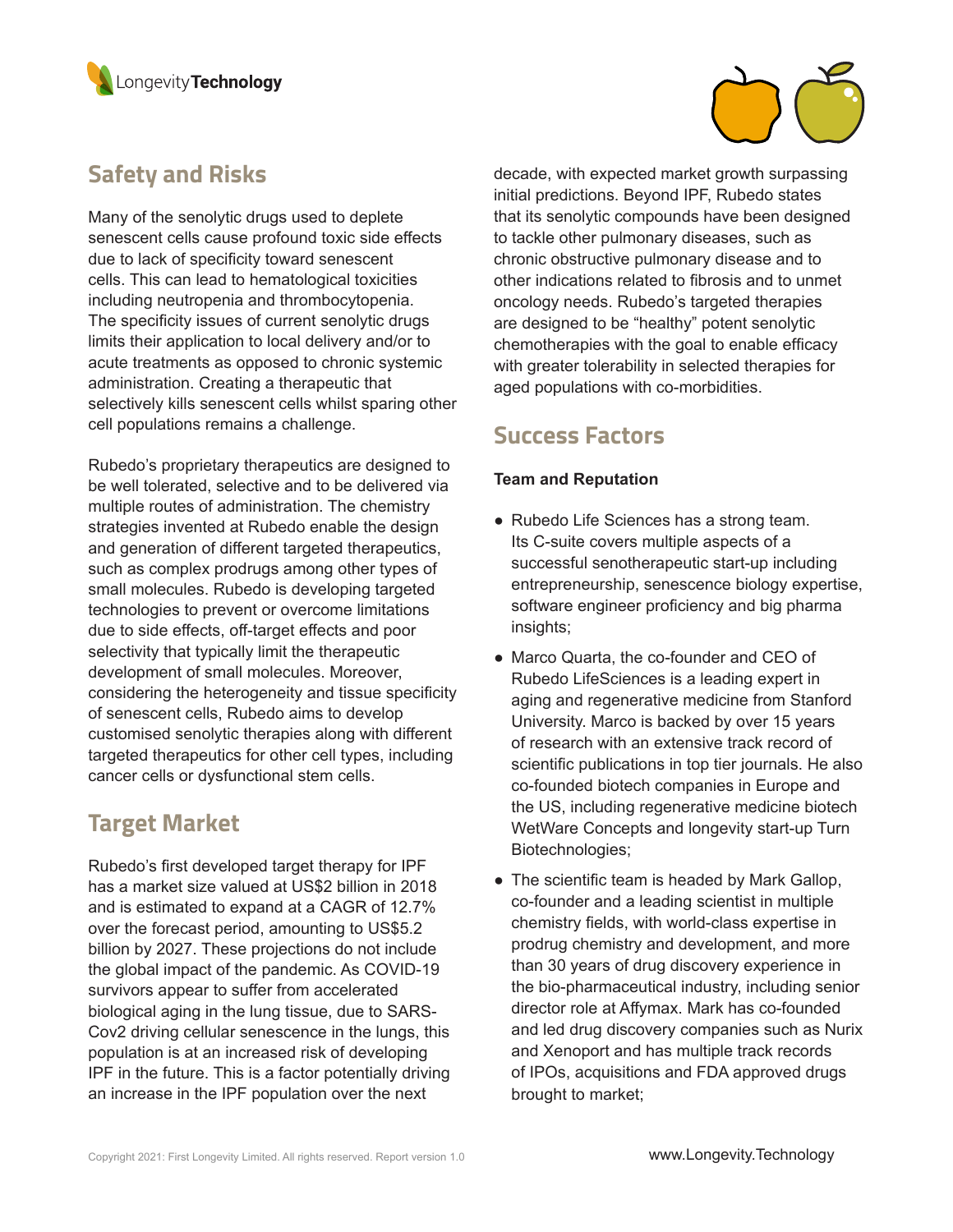## Safety and Risks

Many of the senolytic drugs used to deplete senescent cells cause profound toxic side effects due to lack of specificity toward senescent cells. This can lead to hematological toxicities including neutropenia and thrombocytopenia. The specificity issues of current senolytic drugs limits their application to local delivery and/or to acute treatments as opposed to chronic systemic administration. Creating a therapeutic that selectively kills senescent cells whilst sparing other cell populations remains a challenge.

Rubedo's proprietary therapeutics are designed to be well tolerated, selective and to be delivered via multiple routes of administration. The chemistry strategies invented at Rubedo enable the design and generation of different targeted therapeutics, such as complex prodrugs among other types of small molecules. Rubedo is developing targeted technologies to prevent or overcome limitations due to side effects, off-target effects and poor selectivity that typically limit the therapeutic development of small molecules. Moreover, considering the heterogeneity and tissue specificity of senescent cells, Rubedo aims to develop customised senolytic therapies along with different targeted therapeutics for other cell types, including cancer cells or dysfunctional stem cells.

## Target Market

Rubedo's first developed target therapy for IPF has a market size valued at US$2 billion in 2018 and is estimated to expand at a CAGR of 12.7% over the forecast period, amounting to US$5.2 billion by 2027. These projections do not include the global impact of the pandemic. As COVID-19 survivors appear to suffer from accelerated biological aging in the lung tissue, due to SARS-Cov2 driving cellular senescence in the lungs, this population is at an increased risk of developing IPF in the future. This is a factor potentially driving an increase in the IPF population over the next decade, with expected market growth surpassing initial predictions. Beyond IPF, Rubedo states that its senolytic compounds have been designed to tackle other pulmonary diseases, such as chronic obstructive pulmonary disease and to other indications related to fibrosis and to unmet oncology needs. Rubedo's targeted therapies are designed to be "healthy" potent senolytic chemotherapies with the goal to enable efficacy with greater tolerability in selected therapies for aged populations with co-morbidities.

## Success Factors

**Team and Reputation**

- Rubedo Life Sciences has a strong team. Its C-suite covers multiple aspects of a successful senotherapeutic start-up including entrepreneurship, senescence biology expertise, software engineer proficiency and big pharma insights;
- Marco Quarta, the co-founder and CEO of Rubedo LifeSciences is a leading expert in aging and regenerative medicine from Stanford University. Marco is backed by over 15 years of research with an extensive track record of scientific publications in top tier journals. He also co-founded biotech companies in Europe and the US, including regenerative medicine biotech WetWare Concepts and longevity start-up Turn Biotechnologies;
- The scientific team is headed by Mark Gallop, co-founder and a leading scientist in multiple chemistry fields, with world-class expertise in prodrug chemistry and development, and more than 30 years of drug discovery experience in the bio-pharmaceutical industry, including senior director role at Affymax. Mark has co-founded and led drug discovery companies such as Nurix and Xenoport and has multiple track records of IPOs, acquisitions and FDA approved drugs brought to market;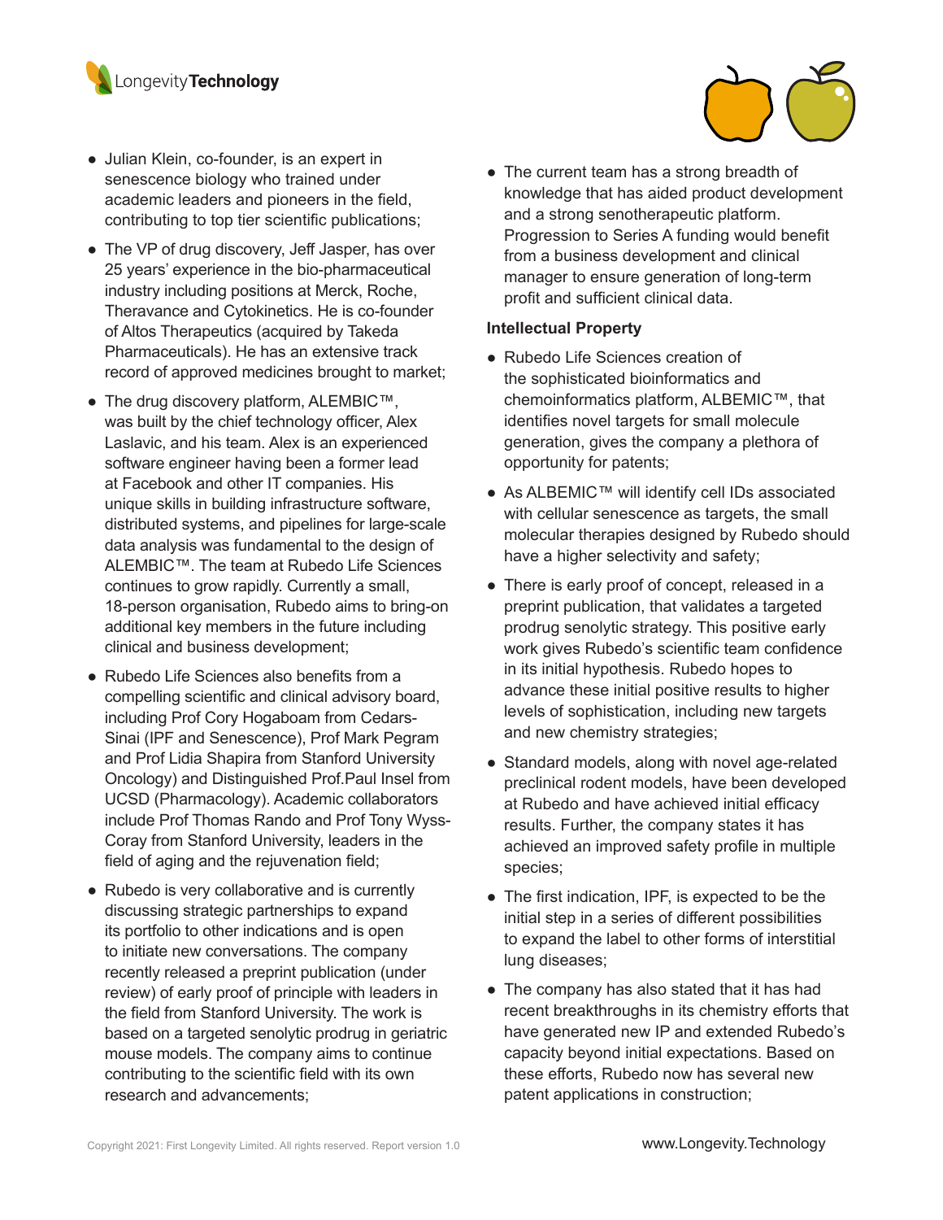- Julian Klein, co-founder, is an expert in senescence biology who trained under academic leaders and pioneers in the field, contributing to top tier scientific publications;
- The VP of drug discovery, Jeff Jasper, has over 25 years' experience in the bio-pharmaceutical industry including positions at Merck, Roche, Theravance and Cytokinetics. He is co-founder of Altos Therapeutics (acquired by Takeda Pharmaceuticals). He has an extensive track record of approved medicines brought to market;
- The drug discovery platform, ALEMBIC™, was built by the chief technology officer, Alex Laslavic, and his team. Alex is an experienced software engineer having been a former lead at Facebook and other IT companies. His unique skills in building infrastructure software, distributed systems, and pipelines for large-scale data analysis was fundamental to the design of ALEMBIC™. The team at Rubedo Life Sciences continues to grow rapidly. Currently a small, 18-person organisation, Rubedo aims to bring-on additional key members in the future including clinical and business development;
- Rubedo Life Sciences also benefits from a compelling scientific and clinical advisory board, including Prof Cory Hogaboam from Cedars-Sinai (IPF and Senescence), Prof Mark Pegram and Prof Lidia Shapira from Stanford University Oncology) and Distinguished Prof.Paul Insel from UCSD (Pharmacology). Academic collaborators include Prof Thomas Rando and Prof Tony Wyss-Coray from Stanford University, leaders in the field of aging and the rejuvenation field;
- Rubedo is very collaborative and is currently discussing strategic partnerships to expand its portfolio to other indications and is open to initiate new conversations. The company recently released a preprint publication (under review) of early proof of principle with leaders in the field from Stanford University. The work is based on a targeted senolytic prodrug in geriatric mouse models. The company aims to continue contributing to the scientific field with its own research and advancements;
- The current team has a strong breadth of knowledge that has aided product development and a strong senotherapeutic platform. Progression to Series A funding would benefit from a business development and clinical manager to ensure generation of long-term profit and sufficient clinical data.

**Intellectual Property**

- Rubedo Life Sciences creation of the sophisticated bioinformatics and chemoinformatics platform, ALBEMIC™, that identifies novel targets for small molecule generation, gives the company a plethora of opportunity for patents;
- As ALBEMIC™ will identify cell IDs associated with cellular senescence as targets, the small molecular therapies designed by Rubedo should have a higher selectivity and safety;
- There is early proof of concept, released in a preprint publication, that validates a targeted prodrug senolytic strategy. This positive early work gives Rubedo's scientific team confidence in its initial hypothesis. Rubedo hopes to advance these initial positive results to higher levels of sophistication, including new targets and new chemistry strategies;
- Standard models, along with novel age-related preclinical rodent models, have been developed at Rubedo and have achieved initial efficacy results. Further, the company states it has achieved an improved safety profile in multiple species;
- The first indication, IPF, is expected to be the initial step in a series of different possibilities to expand the label to other forms of interstitial lung diseases;
- The company has also stated that it has had recent breakthroughs in its chemistry efforts that have generated new IP and extended Rubedo's capacity beyond initial expectations. Based on these efforts, Rubedo now has several new patent applications in construction;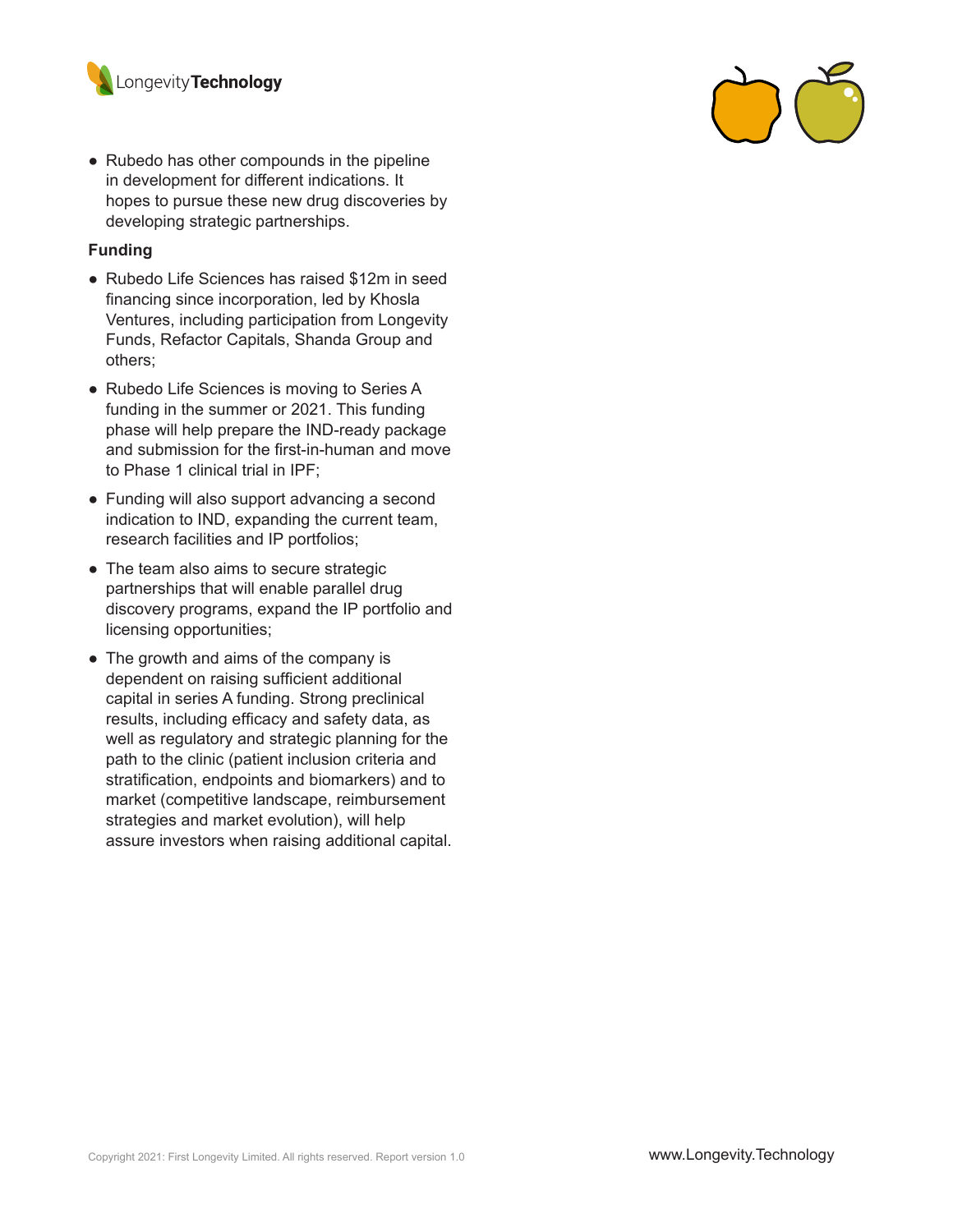- Rubedo has other compounds in the pipeline in development for different indications. It hopes to pursue these new drug discoveries by developing strategic partnerships.

**Funding**

- Rubedo Life Sciences has raised $12m in seed financing since incorporation, led by Khosla Ventures, including participation from Longevity Funds, Refactor Capitals, Shanda Group and others;
- Rubedo Life Sciences is moving to Series A funding in the summer or 2021. This funding phase will help prepare the IND-ready package and submission for the first-in-human and move to Phase 1 clinical trial in IPF;
- Funding will also support advancing a second indication to IND, expanding the current team, research facilities and IP portfolios;
- The team also aims to secure strategic partnerships that will enable parallel drug discovery programs, expand the IP portfolio and licensing opportunities;
- The growth and aims of the company is dependent on raising sufficient additional capital in series A funding. Strong preclinical results, including efficacy and safety data, as well as regulatory and strategic planning for the path to the clinic (patient inclusion criteria and stratification, endpoints and biomarkers) and to market (competitive landscape, reimbursement strategies and market evolution), will help assure investors when raising additional capital.